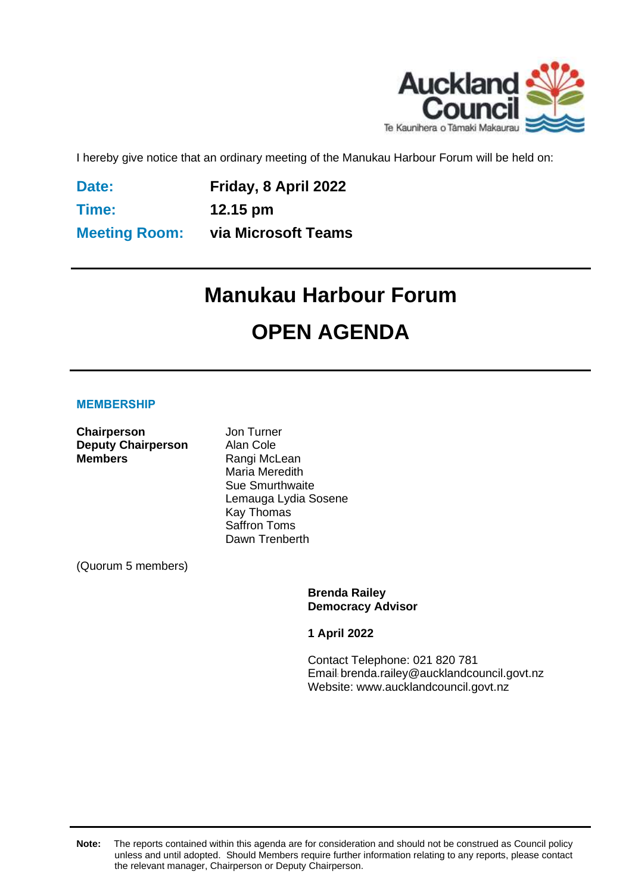I hereby give notice that an ordinary meeting of the Manukau Harbour Forum will be held on:

| | |
|---|---|
| **Date:** | **Friday, 8 April 2022** |
| **Time:** | **12.15 pm** |
| **Meeting Room:** | **via Microsoft Teams** |

# Manukau Harbour Forum

# OPEN AGENDA

## MEMBERSHIP

| | |
|---|---|
| **Chairperson** | Jon Turner |
| **Deputy Chairperson** | Alan Cole |
| **Members** | Rangi McLean |
| | Maria Meredith |
| | Sue Smurthwaite |
| | Lemauga Lydia Sosene |
| | Kay Thomas |
| | Saffron Toms |
| | Dawn Trenberth |

(Quorum 5 members)

**Brenda Railey**
**Democracy Advisor**

**1 April 2022**

Contact Telephone: 021 820 781
Email: brenda.railey@aucklandcouncil.govt.nz
Website: www.aucklandcouncil.govt.nz

**Note:** The reports contained within this agenda are for consideration and should not be construed as Council policy unless and until adopted. Should Members require further information relating to any reports, please contact the relevant manager, Chairperson or Deputy Chairperson.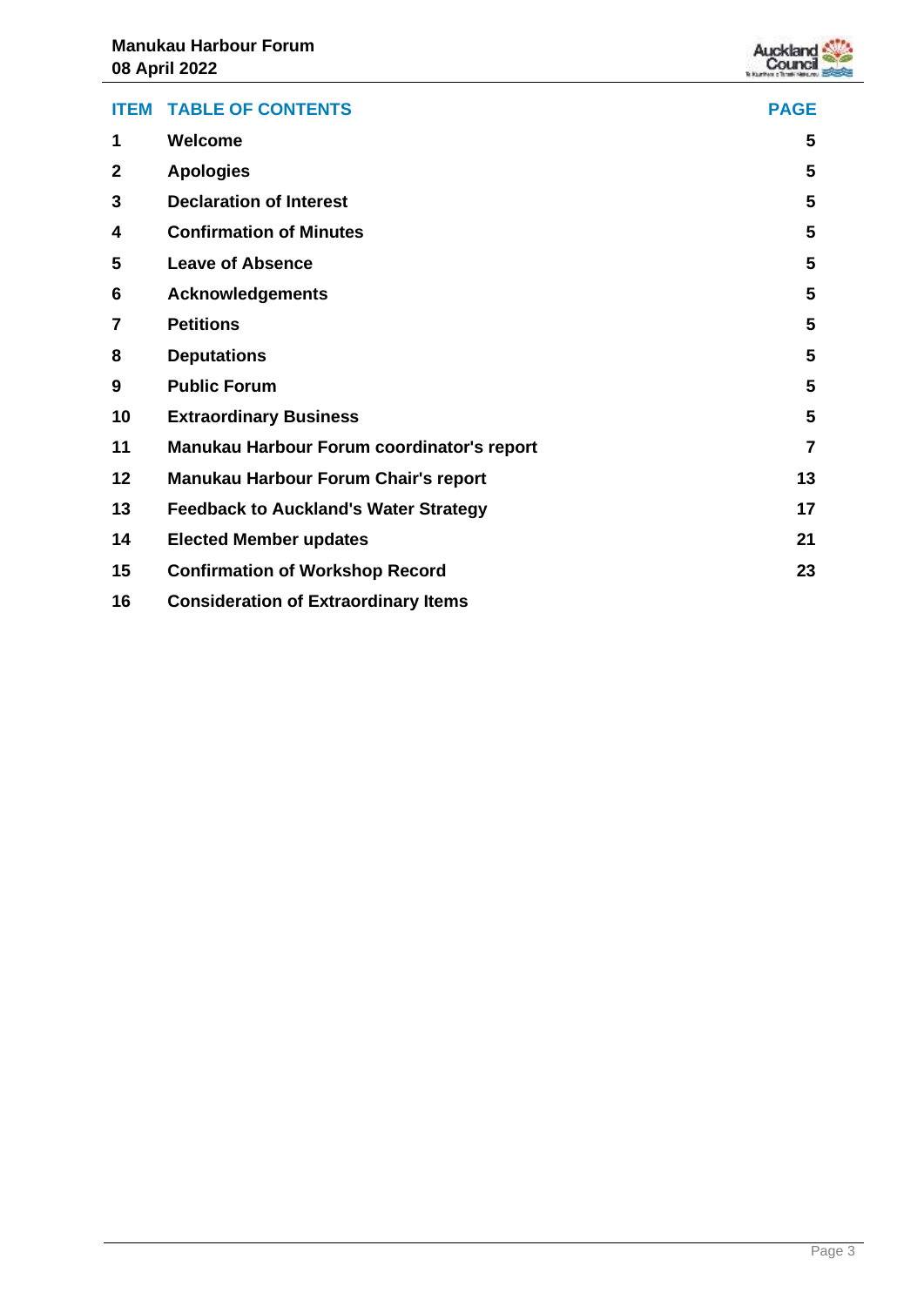| ITEM | TABLE OF CONTENTS | PAGE |
| --- | --- | --- |
| 1 | Welcome | 5 |
| 2 | Apologies | 5 |
| 3 | Declaration of Interest | 5 |
| 4 | Confirmation of Minutes | 5 |
| 5 | Leave of Absence | 5 |
| 6 | Acknowledgements | 5 |
| 7 | Petitions | 5 |
| 8 | Deputations | 5 |
| 9 | Public Forum | 5 |
| 10 | Extraordinary Business | 5 |
| 11 | Manukau Harbour Forum coordinator's report | 7 |
| 12 | Manukau Harbour Forum Chair's report | 13 |
| 13 | Feedback to Auckland's Water Strategy | 17 |
| 14 | Elected Member updates | 21 |
| 15 | Confirmation of Workshop Record | 23 |
| 16 | Consideration of Extraordinary Items | |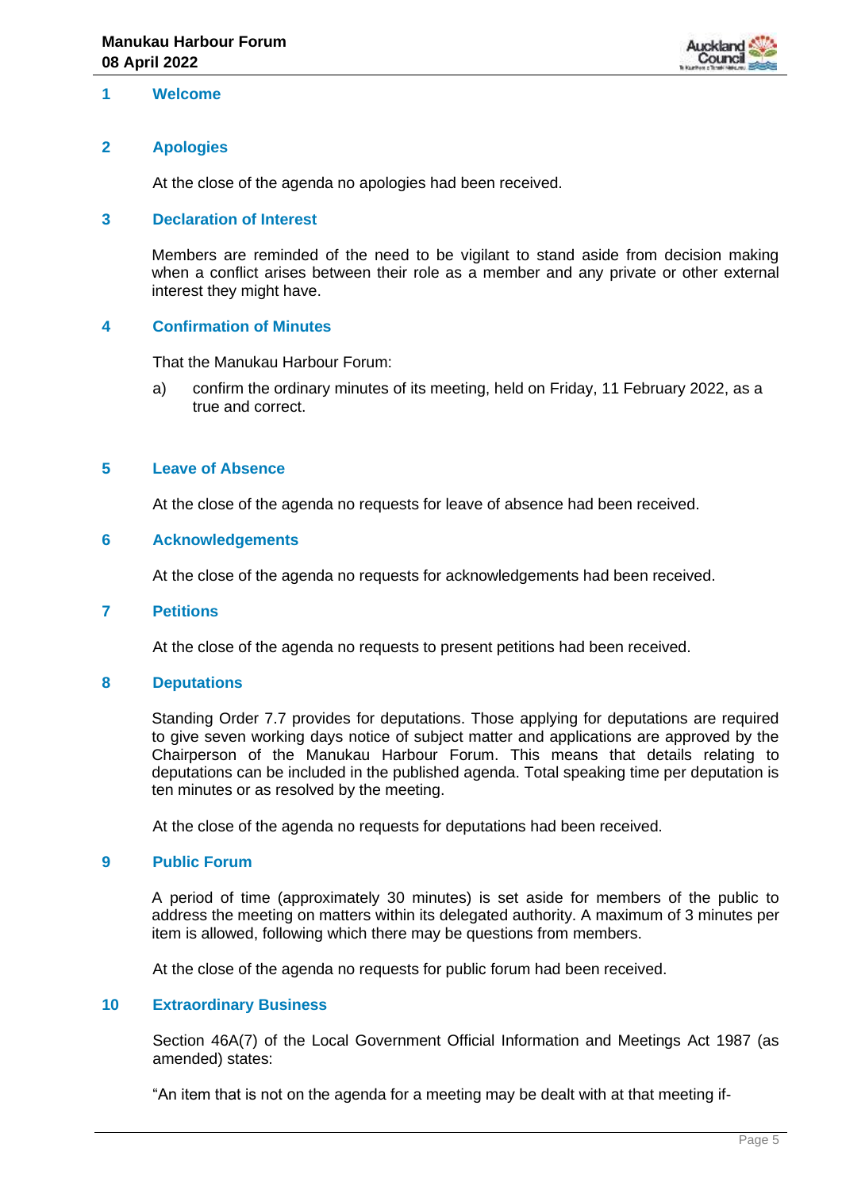## 1 Welcome

## 2 Apologies

At the close of the agenda no apologies had been received.

## 3 Declaration of Interest

Members are reminded of the need to be vigilant to stand aside from decision making when a conflict arises between their role as a member and any private or other external interest they might have.

## 4 Confirmation of Minutes

That the Manukau Harbour Forum:

a) confirm the ordinary minutes of its meeting, held on Friday, 11 February 2022, as a true and correct.

## 5 Leave of Absence

At the close of the agenda no requests for leave of absence had been received.

## 6 Acknowledgements

At the close of the agenda no requests for acknowledgements had been received.

## 7 Petitions

At the close of the agenda no requests to present petitions had been received.

## 8 Deputations

Standing Order 7.7 provides for deputations. Those applying for deputations are required to give seven working days notice of subject matter and applications are approved by the Chairperson of the Manukau Harbour Forum. This means that details relating to deputations can be included in the published agenda. Total speaking time per deputation is ten minutes or as resolved by the meeting.

At the close of the agenda no requests for deputations had been received.

## 9 Public Forum

A period of time (approximately 30 minutes) is set aside for members of the public to address the meeting on matters within its delegated authority. A maximum of 3 minutes per item is allowed, following which there may be questions from members.

At the close of the agenda no requests for public forum had been received.

## 10 Extraordinary Business

Section 46A(7) of the Local Government Official Information and Meetings Act 1987 (as amended) states:

"An item that is not on the agenda for a meeting may be dealt with at that meeting if-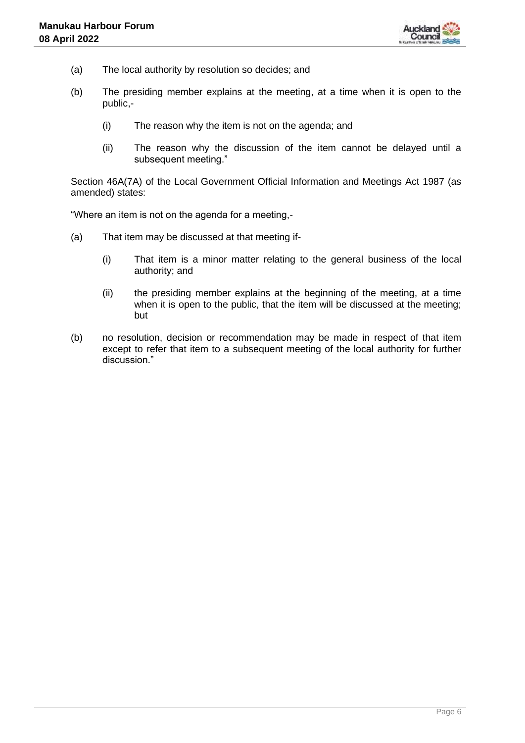(a) The local authority by resolution so decides; and

(b) The presiding member explains at the meeting, at a time when it is open to the public,-

    (i) The reason why the item is not on the agenda; and

    (ii) The reason why the discussion of the item cannot be delayed until a subsequent meeting."

Section 46A(7A) of the Local Government Official Information and Meetings Act 1987 (as amended) states:

"Where an item is not on the agenda for a meeting,-

(a) That item may be discussed at that meeting if-

    (i) That item is a minor matter relating to the general business of the local authority; and

    (ii) the presiding member explains at the beginning of the meeting, at a time when it is open to the public, that the item will be discussed at the meeting; but

(b) no resolution, decision or recommendation may be made in respect of that item except to refer that item to a subsequent meeting of the local authority for further discussion."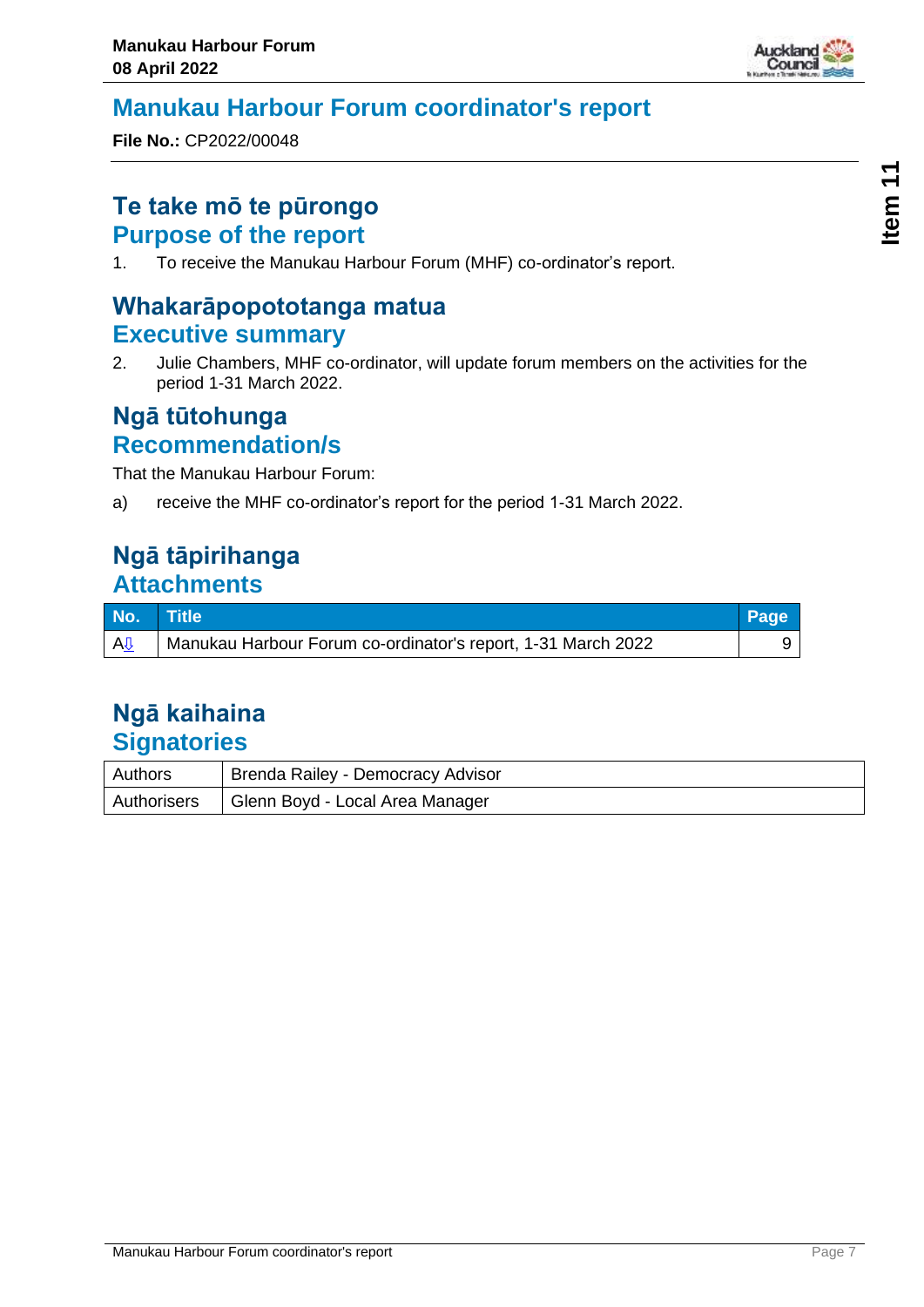# Manukau Harbour Forum coordinator's report

**File No.:** CP2022/00048

## Te take mō te pūrongo
## Purpose of the report

1. To receive the Manukau Harbour Forum (MHF) co-ordinator's report.

## Whakarāpopototanga matua
## Executive summary

2. Julie Chambers, MHF co-ordinator, will update forum members on the activities for the period 1-31 March 2022.

## Ngā tūtohunga
## Recommendation/s

That the Manukau Harbour Forum:

a) receive the MHF co-ordinator's report for the period 1-31 March 2022.

## Ngā tāpirihanga
## Attachments

| No. | Title | Page |
|---|---|---|
| A⇩ | Manukau Harbour Forum co-ordinator's report, 1-31 March 2022 | 9 |

## Ngā kaihaina
## Signatories

| | |
|---|---|
| Authors | Brenda Railey - Democracy Advisor |
| Authorisers | Glenn Boyd - Local Area Manager |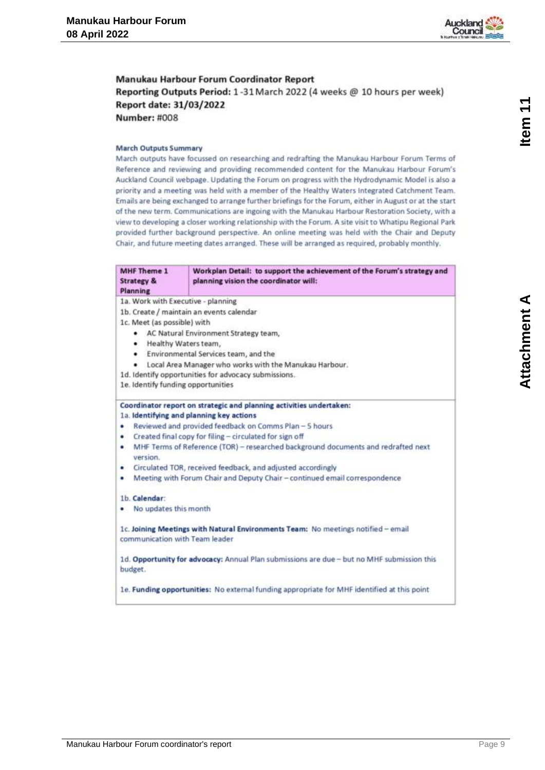**Manukau Harbour Forum Coordinator Report**
**Reporting Outputs Period:** 1 -31 March 2022 (4 weeks @ 10 hours per week)
**Report date: 31/03/2022**
**Number:** #008

**March Outputs Summary**

March outputs have focussed on researching and redrafting the Manukau Harbour Forum Terms of Reference and reviewing and providing recommended content for the Manukau Harbour Forum's Auckland Council webpage. Updating the Forum on progress with the Hydrodynamic Model is also a priority and a meeting was held with a member of the Healthy Waters Integrated Catchment Team. Emails are being exchanged to arrange further briefings for the Forum, either in August or at the start of the new term. Communications are ingoing with the Manukau Harbour Restoration Society, with a view to developing a closer working relationship with the Forum. A site visit to Whatipu Regional Park provided further background perspective. An online meeting was held with the Chair and Deputy Chair, and future meeting dates arranged. These will be arranged as required, probably monthly.

| MHF Theme 1 Strategy & Planning | Workplan Detail: to support the achievement of the Forum's strategy and planning vision the coordinator will: |
|---|---|

1a. Work with Executive - planning
1b. Create / maintain an events calendar
1c. Meet (as possible) with
- AC Natural Environment Strategy team,
- Healthy Waters team,
- Environmental Services team, and the
- Local Area Manager who works with the Manukau Harbour.

1d. Identify opportunities for advocacy submissions.
1e. Identify funding opportunities

**Coordinator report on strategic and planning activities undertaken:**

1a. **Identifying and planning key actions**
- Reviewed and provided feedback on Comms Plan – 5 hours
- Created final copy for filing – circulated for sign off
- MHF Terms of Reference (TOR) – researched background documents and redrafted next version.
- Circulated TOR, received feedback, and adjusted accordingly
- Meeting with Forum Chair and Deputy Chair – continued email correspondence

1b. **Calendar**:
- No updates this month

1c. **Joining Meetings with Natural Environments Team:** No meetings notified – email communication with Team leader

1d. **Opportunity for advocacy:** Annual Plan submissions are due – but no MHF submission this budget.

1e. **Funding opportunities:** No external funding appropriate for MHF identified at this point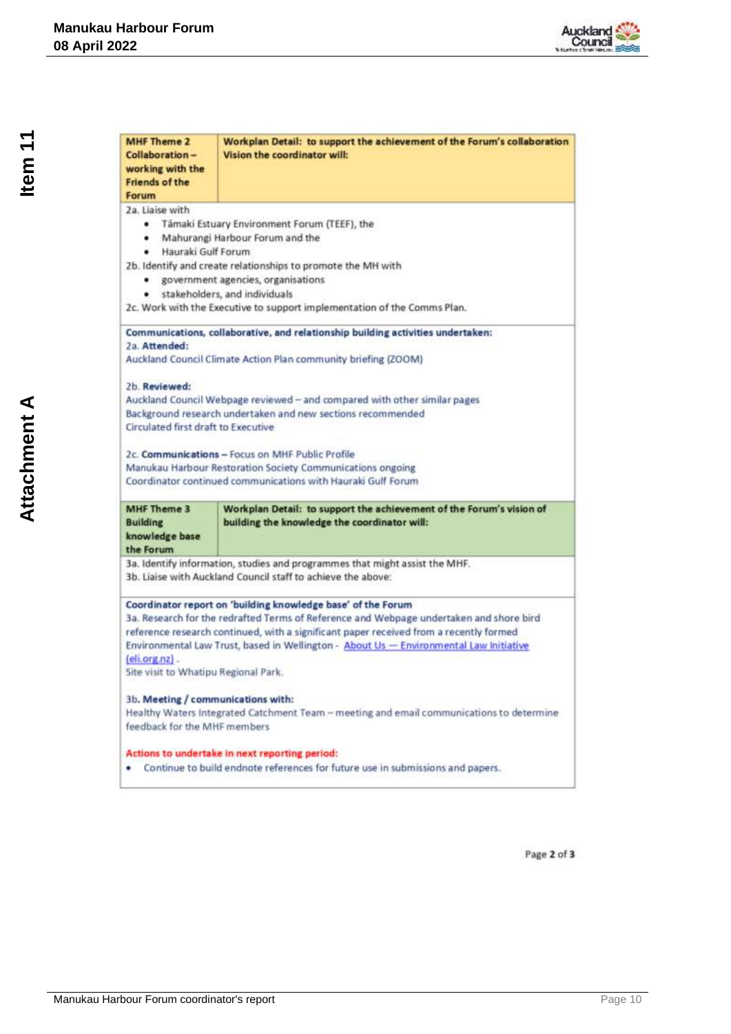| **MHF Theme 2 Collaboration – working with the Friends of the Forum** | **Workplan Detail: to support the achievement of the Forum's collaboration Vision the coordinator will:** |
|---|---|

2a. Liaise with

- Tāmaki Estuary Environment Forum (TEEF), the
- Mahurangi Harbour Forum and the
- Hauraki Gulf Forum

2b. Identify and create relationships to promote the MH with

- government agencies, organisations
- stakeholders, and individuals

2c. Work with the Executive to support implementation of the Comms Plan.

**Communications, collaborative, and relationship building activities undertaken:**

2a. **Attended:**
Auckland Council Climate Action Plan community briefing (ZOOM)

2b. **Reviewed:**
Auckland Council Webpage reviewed – and compared with other similar pages
Background research undertaken and new sections recommended
Circulated first draft to Executive

2c. **Communications –** Focus on MHF Public Profile
Manukau Harbour Restoration Society Communications ongoing
Coordinator continued communications with Hauraki Gulf Forum

| **MHF Theme 3 Building knowledge base the Forum** | **Workplan Detail: to support the achievement of the Forum's vision of building the knowledge the coordinator will:** |
|---|---|

3a. Identify information, studies and programmes that might assist the MHF.
3b. Liaise with Auckland Council staff to achieve the above:

**Coordinator report on 'building knowledge base' of the Forum**

3a. Research for the redrafted Terms of Reference and Webpage undertaken and shore bird reference research continued, with a significant paper received from a recently formed Environmental Law Trust, based in Wellington - About Us — Environmental Law Initiative (eli.org.nz) .
Site visit to Whatipu Regional Park.

3b. **Meeting / communications with:**
Healthy Waters Integrated Catchment Team – meeting and email communications to determine feedback for the MHF members

**Actions to undertake in next reporting period:**

- Continue to build endnote references for future use in submissions and papers.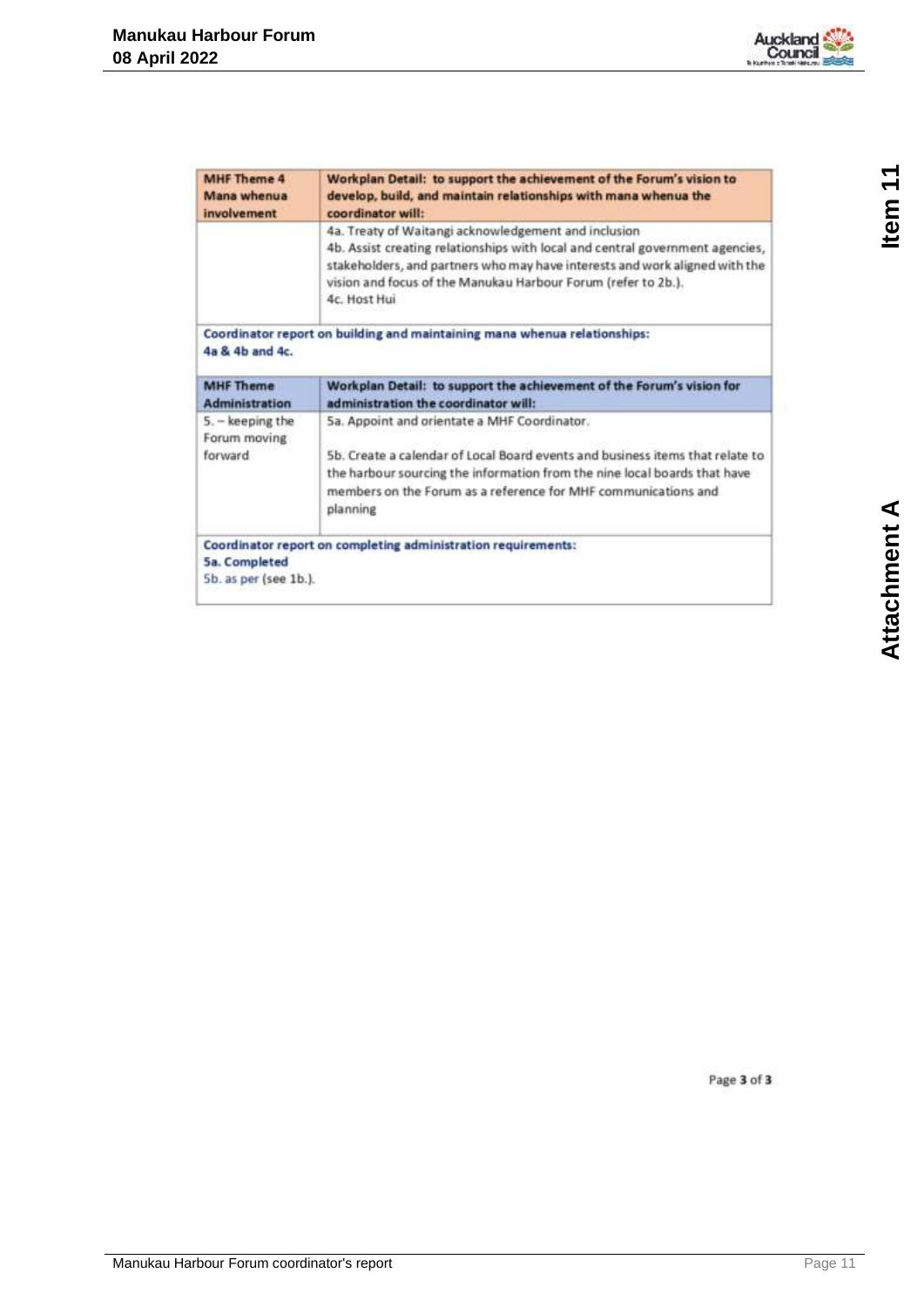| MHF Theme 4 Mana whenua involvement | Workplan Detail: to support the achievement of the Forum's vision to develop, build, and maintain relationships with mana whenua the coordinator will: |
|---|---|
| | 4a. Treaty of Waitangi acknowledgement and inclusion<br>4b. Assist creating relationships with local and central government agencies, stakeholders, and partners who may have interests and work aligned with the vision and focus of the Manukau Harbour Forum (refer to 2b.).<br>4c. Host Hui |
| **Coordinator report on building and maintaining mana whenua relationships:**<br>**4a & 4b and 4c.** | |

| MHF Theme Administration | Workplan Detail: to support the achievement of the Forum's vision for administration the coordinator will: |
|---|---|
| 5. – keeping the Forum moving forward | 5a. Appoint and orientate a MHF Coordinator.<br><br>5b. Create a calendar of Local Board events and business items that relate to the harbour sourcing the information from the nine local boards that have members on the Forum as a reference for MHF communications and planning |
| **Coordinator report on completing administration requirements:**<br>**5a. Completed**<br>5b. as per (see 1b.). | |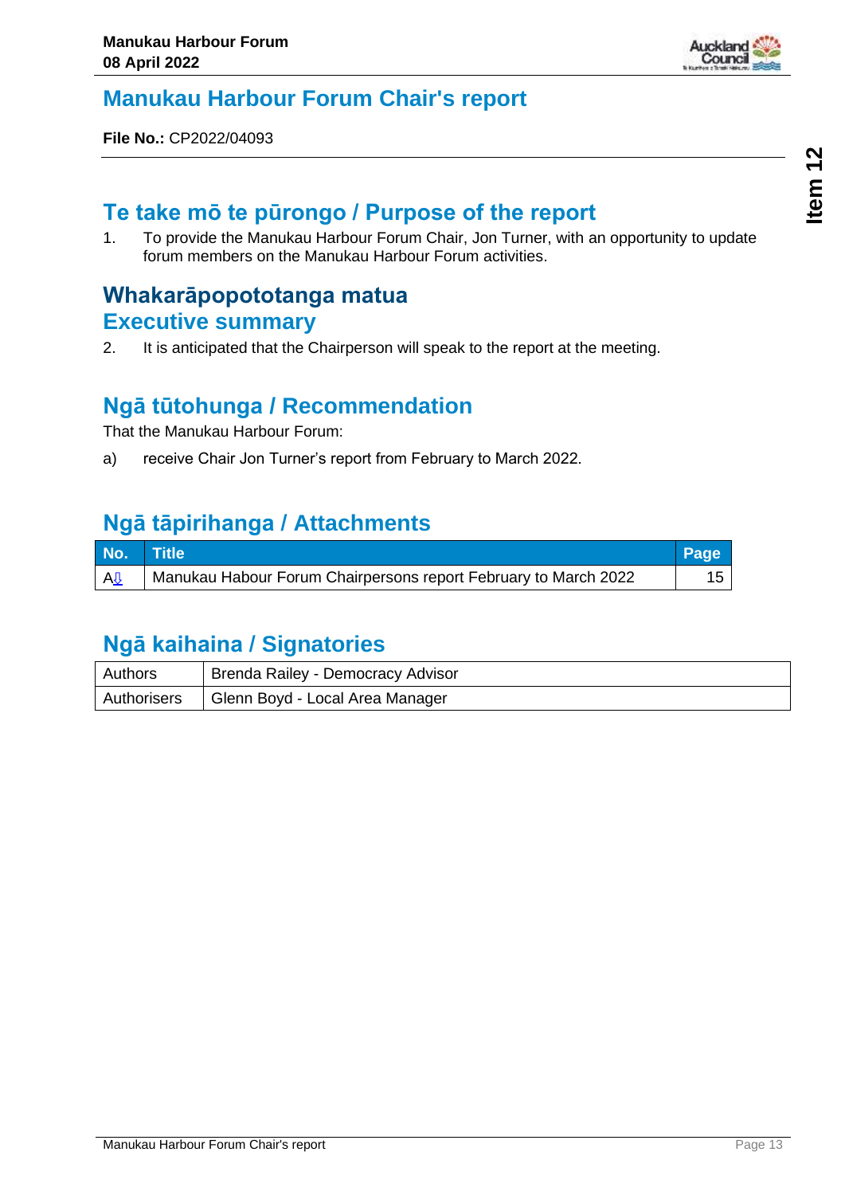# Manukau Harbour Forum Chair's report

**File No.:** CP2022/04093

## Te take mō te pūrongo / Purpose of the report

1. To provide the Manukau Harbour Forum Chair, Jon Turner, with an opportunity to update forum members on the Manukau Harbour Forum activities.

## Whakarāpopototanga matua
## Executive summary

2. It is anticipated that the Chairperson will speak to the report at the meeting.

## Ngā tūtohunga / Recommendation

That the Manukau Harbour Forum:

a) receive Chair Jon Turner's report from February to March 2022.

## Ngā tāpirihanga / Attachments

| No. | Title | Page |
|---|---|---|
| A⇩ | Manukau Habour Forum Chairpersons report February to March 2022 | 15 |

## Ngā kaihaina / Signatories

| | |
|---|---|
| Authors | Brenda Railey - Democracy Advisor |
| Authorisers | Glenn Boyd - Local Area Manager |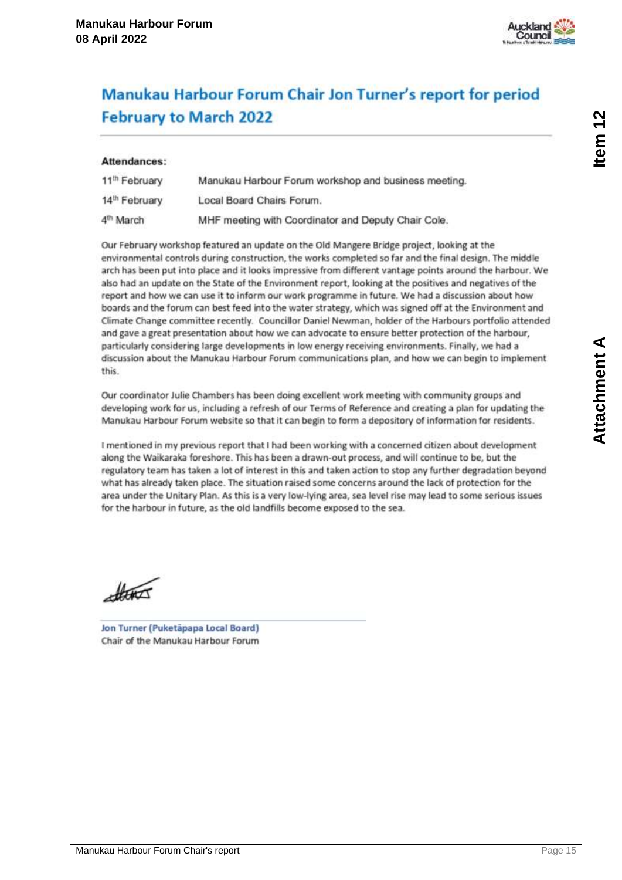# Manukau Harbour Forum Chair Jon Turner's report for period February to March 2022

**Attendances:**

| | |
|---|---|
| 11th February | Manukau Harbour Forum workshop and business meeting. |
| 14th February | Local Board Chairs Forum. |
| 4th March | MHF meeting with Coordinator and Deputy Chair Cole. |

Our February workshop featured an update on the Old Mangere Bridge project, looking at the environmental controls during construction, the works completed so far and the final design. The middle arch has been put into place and it looks impressive from different vantage points around the harbour. We also had an update on the State of the Environment report, looking at the positives and negatives of the report and how we can use it to inform our work programme in future. We had a discussion about how boards and the forum can best feed into the water strategy, which was signed off at the Environment and Climate Change committee recently. Councillor Daniel Newman, holder of the Harbours portfolio attended and gave a great presentation about how we can advocate to ensure better protection of the harbour, particularly considering large developments in low energy receiving environments. Finally, we had a discussion about the Manukau Harbour Forum communications plan, and how we can begin to implement this.

Our coordinator Julie Chambers has been doing excellent work meeting with community groups and developing work for us, including a refresh of our Terms of Reference and creating a plan for updating the Manukau Harbour Forum website so that it can begin to form a depository of information for residents.

I mentioned in my previous report that I had been working with a concerned citizen about development along the Waikaraka foreshore. This has been a drawn-out process, and will continue to be, but the regulatory team has taken a lot of interest in this and taken action to stop any further degradation beyond what has already taken place. The situation raised some concerns around the lack of protection for the area under the Unitary Plan. As this is a very low-lying area, sea level rise may lead to some serious issues for the harbour in future, as the old landfills become exposed to the sea.

**Jon Turner (Puketāpapa Local Board)**
Chair of the Manukau Harbour Forum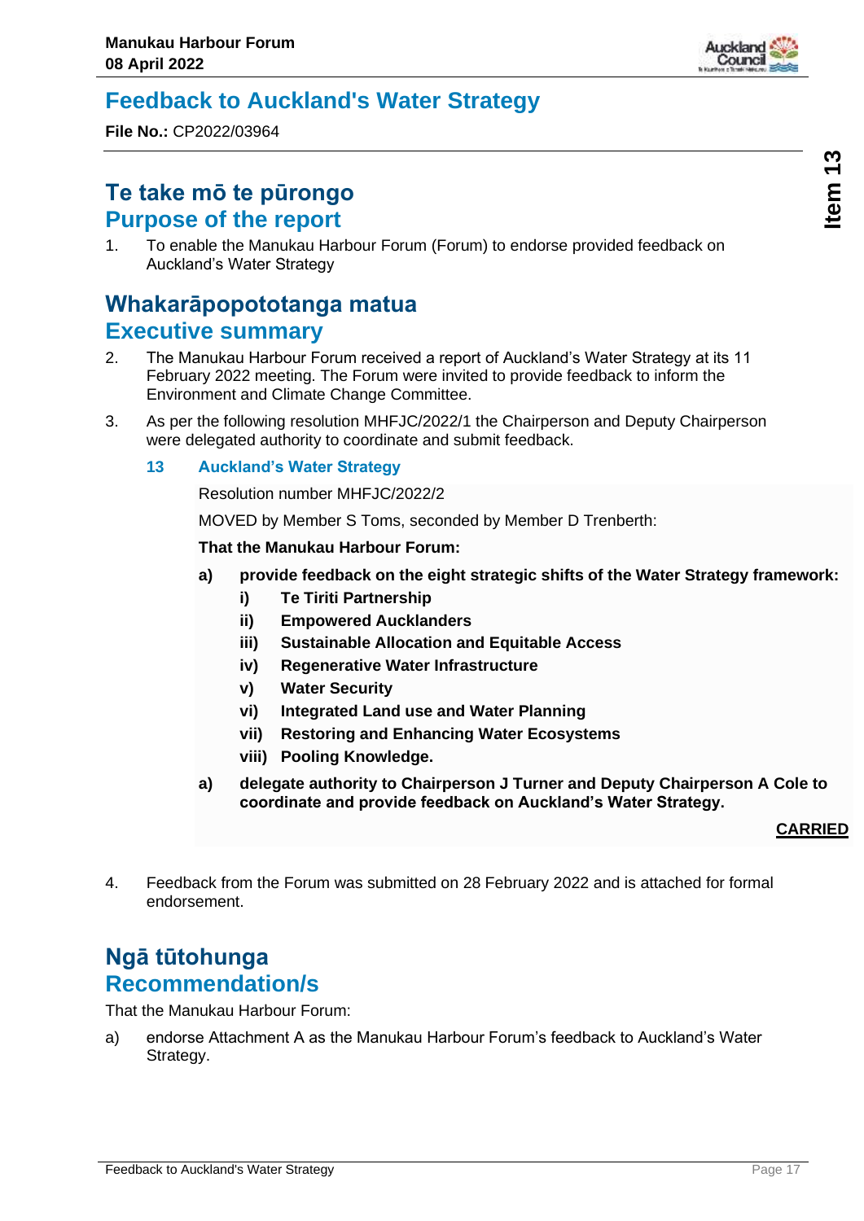# Feedback to Auckland's Water Strategy

**File No.:** CP2022/03964

## Te take mō te pūrongo
## Purpose of the report

1. To enable the Manukau Harbour Forum (Forum) to endorse provided feedback on Auckland's Water Strategy

## Whakarāpopototanga matua
## Executive summary

2. The Manukau Harbour Forum received a report of Auckland's Water Strategy at its 11 February 2022 meeting. The Forum were invited to provide feedback to inform the Environment and Climate Change Committee.

3. As per the following resolution MHFJC/2022/1 the Chairperson and Deputy Chairperson were delegated authority to coordinate and submit feedback.

> **13 Auckland's Water Strategy**
>
> Resolution number MHFJC/2022/2
>
> MOVED by Member S Toms, seconded by Member D Trenberth:
>
> **That the Manukau Harbour Forum:**
>
> **a) provide feedback on the eight strategic shifts of the Water Strategy framework:**
>
> **i) Te Tiriti Partnership**
> **ii) Empowered Aucklanders**
> **iii) Sustainable Allocation and Equitable Access**
> **iv) Regenerative Water Infrastructure**
> **v) Water Security**
> **vi) Integrated Land use and Water Planning**
> **vii) Restoring and Enhancing Water Ecosystems**
> **viii) Pooling Knowledge.**
>
> **a) delegate authority to Chairperson J Turner and Deputy Chairperson A Cole to coordinate and provide feedback on Auckland's Water Strategy.**
>
> **CARRIED**

4. Feedback from the Forum was submitted on 28 February 2022 and is attached for formal endorsement.

## Ngā tūtohunga
## Recommendation/s

That the Manukau Harbour Forum:

a) endorse Attachment A as the Manukau Harbour Forum's feedback to Auckland's Water Strategy.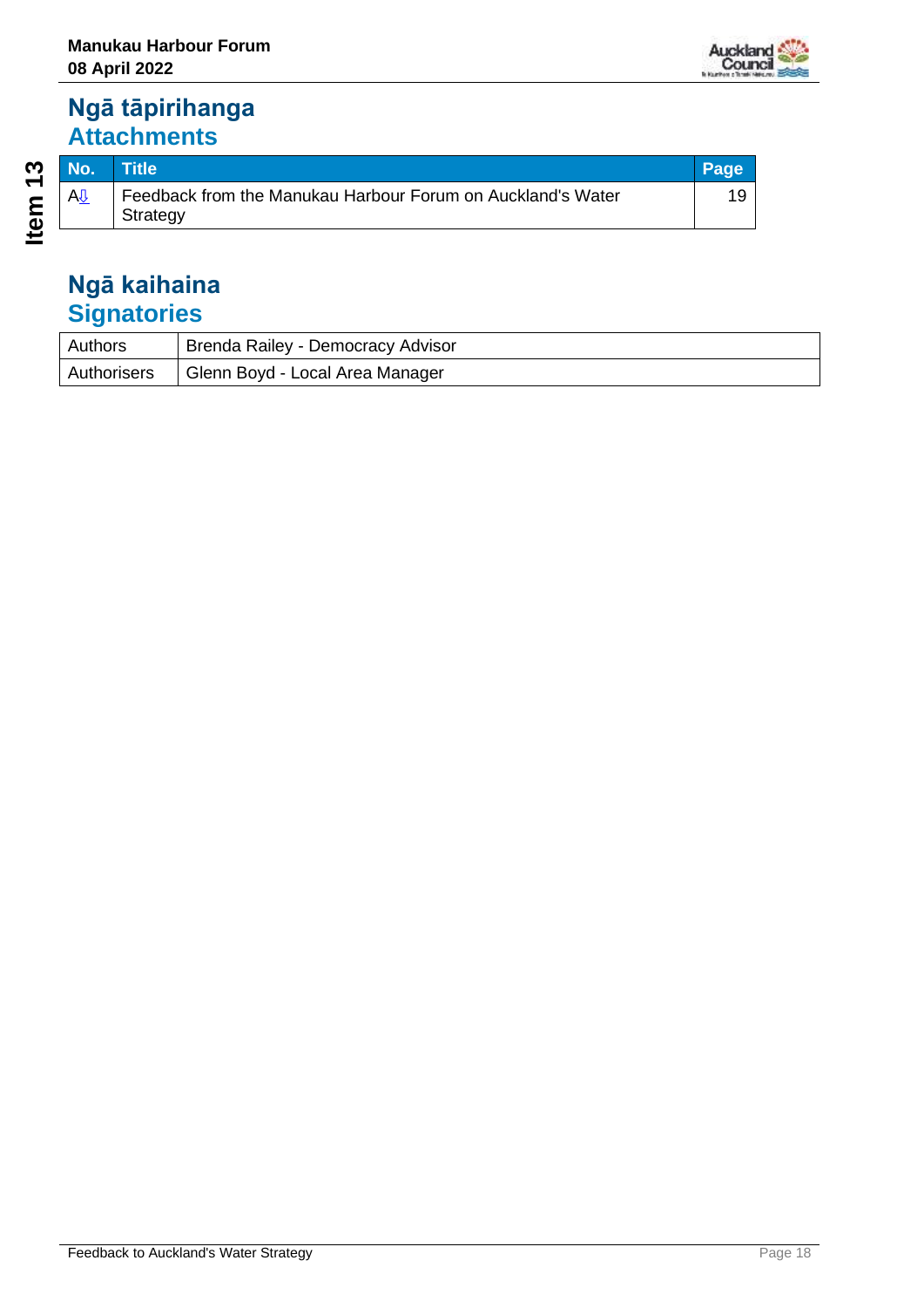## Ngā tāpirihanga
## Attachments

| No. | Title | Page |
|---|---|---|
| A⇩ | Feedback from the Manukau Harbour Forum on Auckland's Water Strategy | 19 |

## Ngā kaihaina
## Signatories

| | |
|---|---|
| Authors | Brenda Railey - Democracy Advisor |
| Authorisers | Glenn Boyd - Local Area Manager |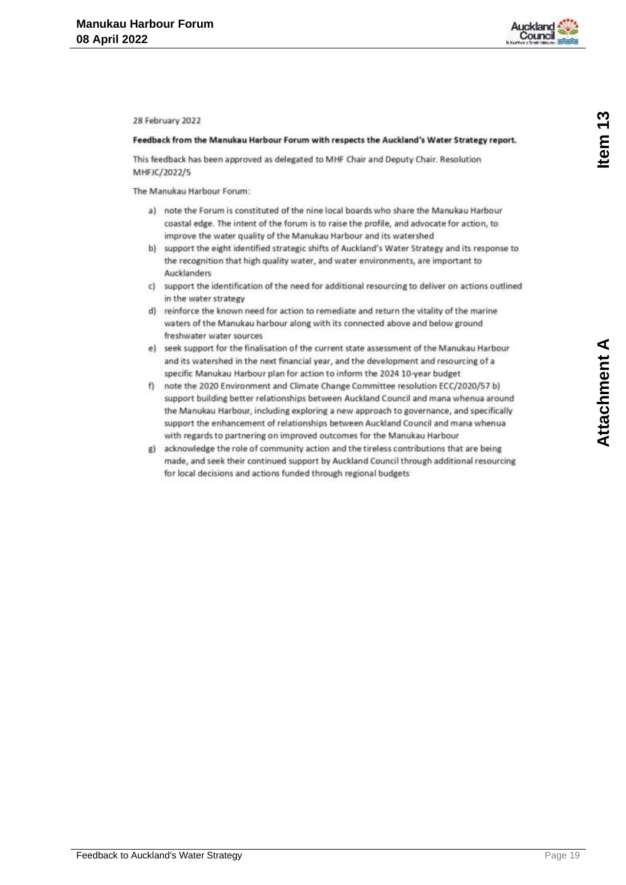28 February 2022

**Feedback from the Manukau Harbour Forum with respects the Auckland's Water Strategy report.**

This feedback has been approved as delegated to MHF Chair and Deputy Chair. Resolution MHFJC/2022/5

The Manukau Harbour Forum:

a) note the Forum is constituted of the nine local boards who share the Manukau Harbour coastal edge. The intent of the forum is to raise the profile, and advocate for action, to improve the water quality of the Manukau Harbour and its watershed

b) support the eight identified strategic shifts of Auckland's Water Strategy and its response to the recognition that high quality water, and water environments, are important to Aucklanders

c) support the identification of the need for additional resourcing to deliver on actions outlined in the water strategy

d) reinforce the known need for action to remediate and return the vitality of the marine waters of the Manukau harbour along with its connected above and below ground freshwater water sources

e) seek support for the finalisation of the current state assessment of the Manukau Harbour and its watershed in the next financial year, and the development and resourcing of a specific Manukau Harbour plan for action to inform the 2024 10-year budget

f) note the 2020 Environment and Climate Change Committee resolution ECC/2020/57 b) support building better relationships between Auckland Council and mana whenua around the Manukau Harbour, including exploring a new approach to governance, and specifically support the enhancement of relationships between Auckland Council and mana whenua with regards to partnering on improved outcomes for the Manukau Harbour

g) acknowledge the role of community action and the tireless contributions that are being made, and seek their continued support by Auckland Council through additional resourcing for local decisions and actions funded through regional budgets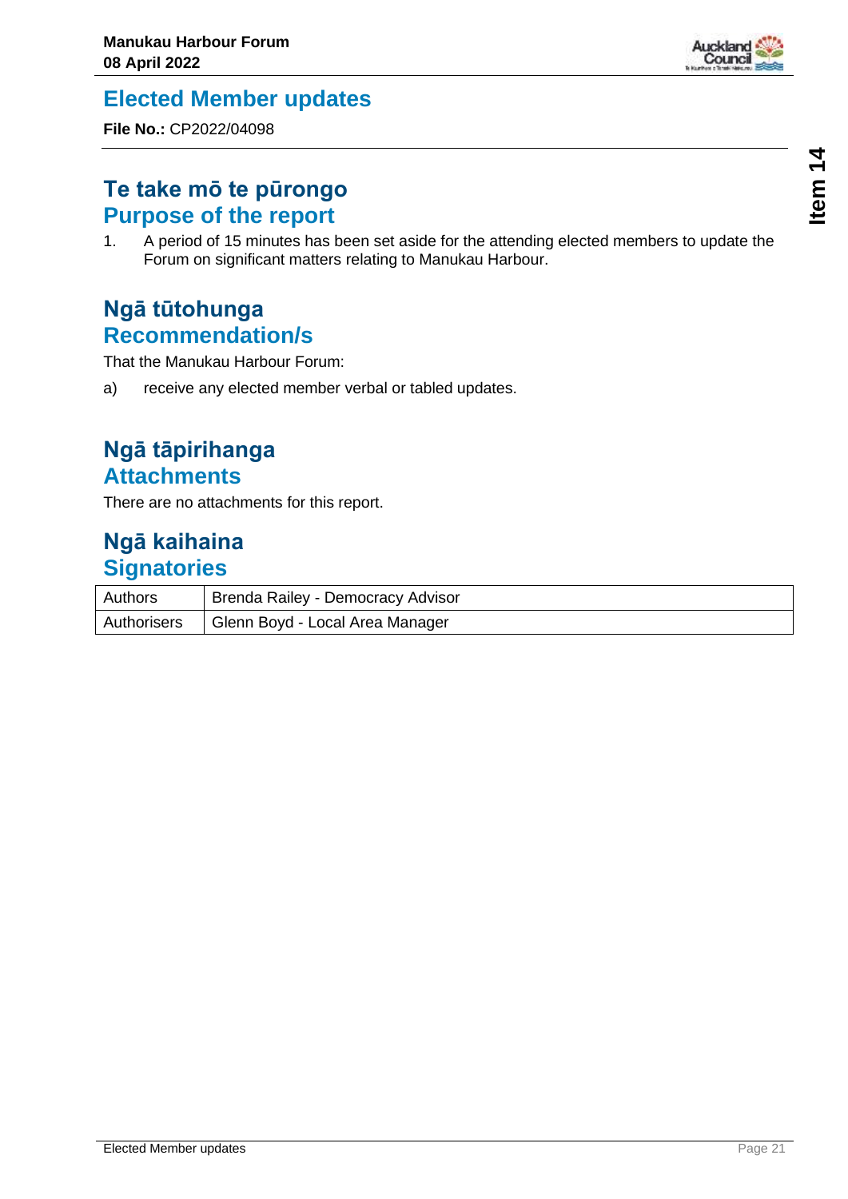# Elected Member updates

**File No.:** CP2022/04098

## Te take mō te pūrongo
## Purpose of the report

1. A period of 15 minutes has been set aside for the attending elected members to update the Forum on significant matters relating to Manukau Harbour.

## Ngā tūtohunga
## Recommendation/s

That the Manukau Harbour Forum:

a) receive any elected member verbal or tabled updates.

## Ngā tāpirihanga
## Attachments

There are no attachments for this report.

## Ngā kaihaina
## Signatories

| Authors | Brenda Railey - Democracy Advisor |
|---|---|
| Authorisers | Glenn Boyd - Local Area Manager |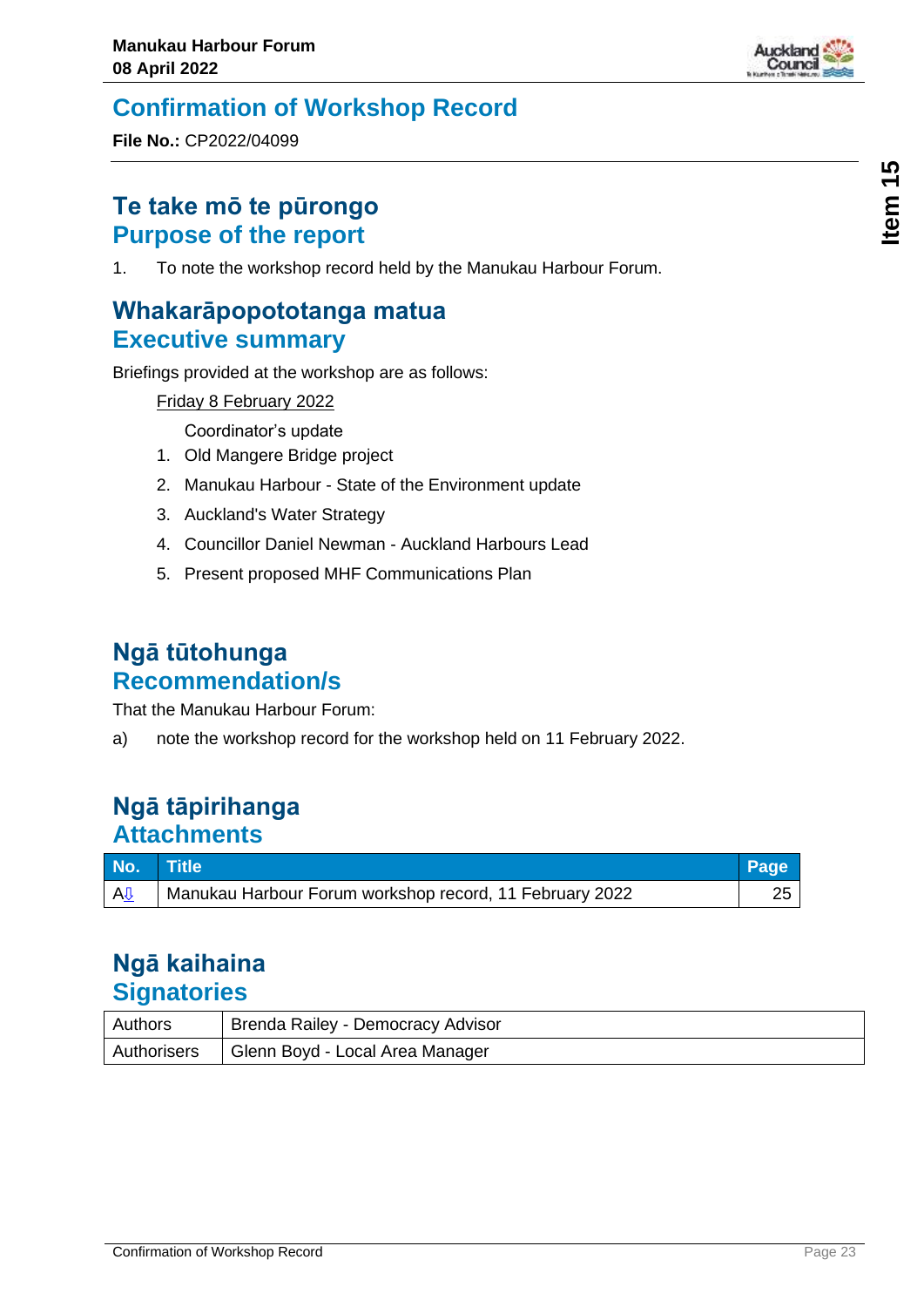# Confirmation of Workshop Record

**File No.:** CP2022/04099

## Te take mō te pūrongo
## Purpose of the report

1. To note the workshop record held by the Manukau Harbour Forum.

## Whakarāpopototanga matua
## Executive summary

Briefings provided at the workshop are as follows:

Friday 8 February 2022

Coordinator's update

1. Old Mangere Bridge project
2. Manukau Harbour - State of the Environment update
3. Auckland's Water Strategy
4. Councillor Daniel Newman - Auckland Harbours Lead
5. Present proposed MHF Communications Plan

## Ngā tūtohunga
## Recommendation/s

That the Manukau Harbour Forum:

a) note the workshop record for the workshop held on 11 February 2022.

## Ngā tāpirihanga
## Attachments

| No. | Title | Page |
|---|---|---|
| A⇩ | Manukau Harbour Forum workshop record, 11 February 2022 | 25 |

## Ngā kaihaina
## Signatories

| | |
|---|---|
| Authors | Brenda Railey - Democracy Advisor |
| Authorisers | Glenn Boyd - Local Area Manager |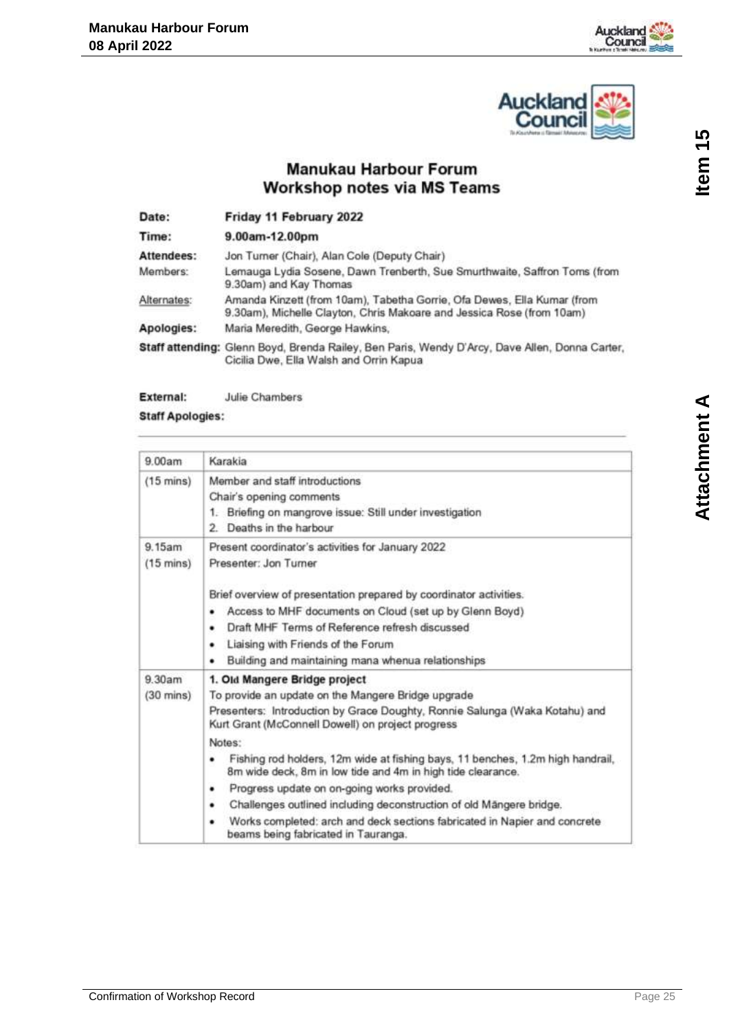# Manukau Harbour Forum
## Workshop notes via MS Teams

**Date:** Friday 11 February 2022

**Time:** 9.00am-12.00pm

**Attendees:** Jon Turner (Chair), Alan Cole (Deputy Chair)

Members: Lemauga Lydia Sosene, Dawn Trenberth, Sue Smurthwaite, Saffron Toms (from 9.30am) and Kay Thomas

Alternates: Amanda Kinzett (from 10am), Tabetha Gorrie, Ofa Dewes, Ella Kumar (from 9.30am), Michelle Clayton, Chris Makoare and Jessica Rose (from 10am)

**Apologies:** Maria Meredith, George Hawkins,

**Staff attending:** Glenn Boyd, Brenda Railey, Ben Paris, Wendy D'Arcy, Dave Allen, Donna Carter, Cicilia Dwe, Ella Walsh and Orrin Kapua

**External:** Julie Chambers

**Staff Apologies:**

| | |
|---|---|
| 9.00am | Karakia |
| (15 mins) | Member and staff introductions<br>Chair's opening comments<br>1. Briefing on mangrove issue: Still under investigation<br>2. Deaths in the harbour |
| 9.15am<br>(15 mins) | Present coordinator's activities for January 2022<br>Presenter: Jon Turner<br><br>Brief overview of presentation prepared by coordinator activities.<br>• Access to MHF documents on Cloud (set up by Glenn Boyd)<br>• Draft MHF Terms of Reference refresh discussed<br>• Liaising with Friends of the Forum<br>• Building and maintaining mana whenua relationships |
| 9.30am<br>(30 mins) | **1. Old Mangere Bridge project**<br>To provide an update on the Mangere Bridge upgrade<br>Presenters: Introduction by Grace Doughty, Ronnie Salunga (Waka Kotahu) and Kurt Grant (McConnell Dowell) on project progress<br>Notes:<br>• Fishing rod holders, 12m wide at fishing bays, 11 benches, 1.2m high handrail, 8m wide deck, 8m in low tide and 4m in high tide clearance.<br>• Progress update on on-going works provided.<br>• Challenges outlined including deconstruction of old Māngere bridge.<br>• Works completed: arch and deck sections fabricated in Napier and concrete beams being fabricated in Tauranga. |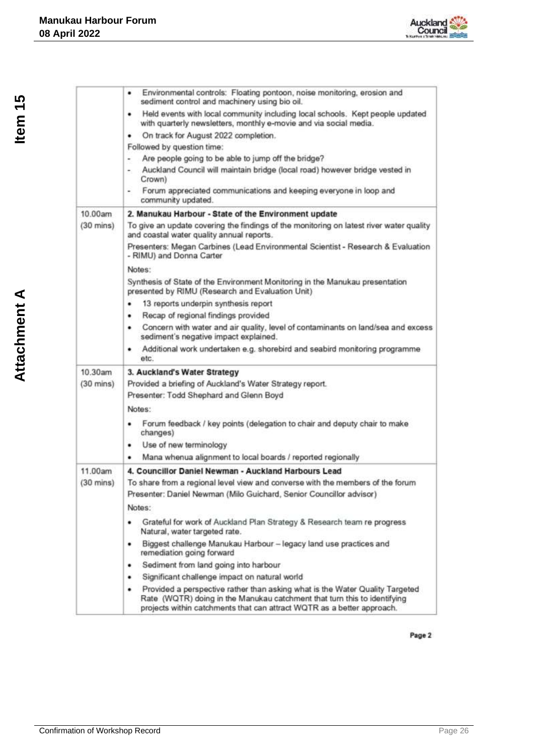| | |
|---|---|
| | • Environmental controls: Floating pontoon, noise monitoring, erosion and sediment control and machinery using bio oil.<br>• Held events with local community including local schools. Kept people updated with quarterly newsletters, monthly e-movie and via social media.<br>• On track for August 2022 completion.<br>Followed by question time:<br>- Are people going to be able to jump off the bridge?<br>- Auckland Council will maintain bridge (local road) however bridge vested in Crown)<br>- Forum appreciated communications and keeping everyone in loop and community updated. |
| 10.00am<br>(30 mins) | **2. Manukau Harbour - State of the Environment update**<br>To give an update covering the findings of the monitoring on latest river water quality and coastal water quality annual reports.<br>Presenters: Megan Carbines (Lead Environmental Scientist - Research & Evaluation - RIMU) and Donna Carter<br>Notes:<br>Synthesis of State of the Environment Monitoring in the Manukau presentation presented by RIMU (Research and Evaluation Unit)<br>• 13 reports underpin synthesis report<br>• Recap of regional findings provided<br>• Concern with water and air quality, level of contaminants on land/sea and excess sediment's negative impact explained.<br>• Additional work undertaken e.g. shorebird and seabird monitoring programme etc. |
| 10.30am<br>(30 mins) | **3. Auckland's Water Strategy**<br>Provided a briefing of Auckland's Water Strategy report.<br>Presenter: Todd Shephard and Glenn Boyd<br>Notes:<br>• Forum feedback / key points (delegation to chair and deputy chair to make changes)<br>• Use of new terminology<br>• Mana whenua alignment to local boards / reported regionally |
| 11.00am<br>(30 mins) | **4. Councillor Daniel Newman - Auckland Harbours Lead**<br>To share from a regional level view and converse with the members of the forum<br>Presenter: Daniel Newman (Milo Guichard, Senior Councillor advisor)<br>Notes:<br>• Grateful for work of Auckland Plan Strategy & Research team re progress Natural, water targeted rate.<br>• Biggest challenge Manukau Harbour – legacy land use practices and remediation going forward<br>• Sediment from land going into harbour<br>• Significant challenge impact on natural world<br>• Provided a perspective rather than asking what is the Water Quality Targeted Rate (WQTR) doing in the Manukau catchment that turn this to identifying projects within catchments that can attract WQTR as a better approach. |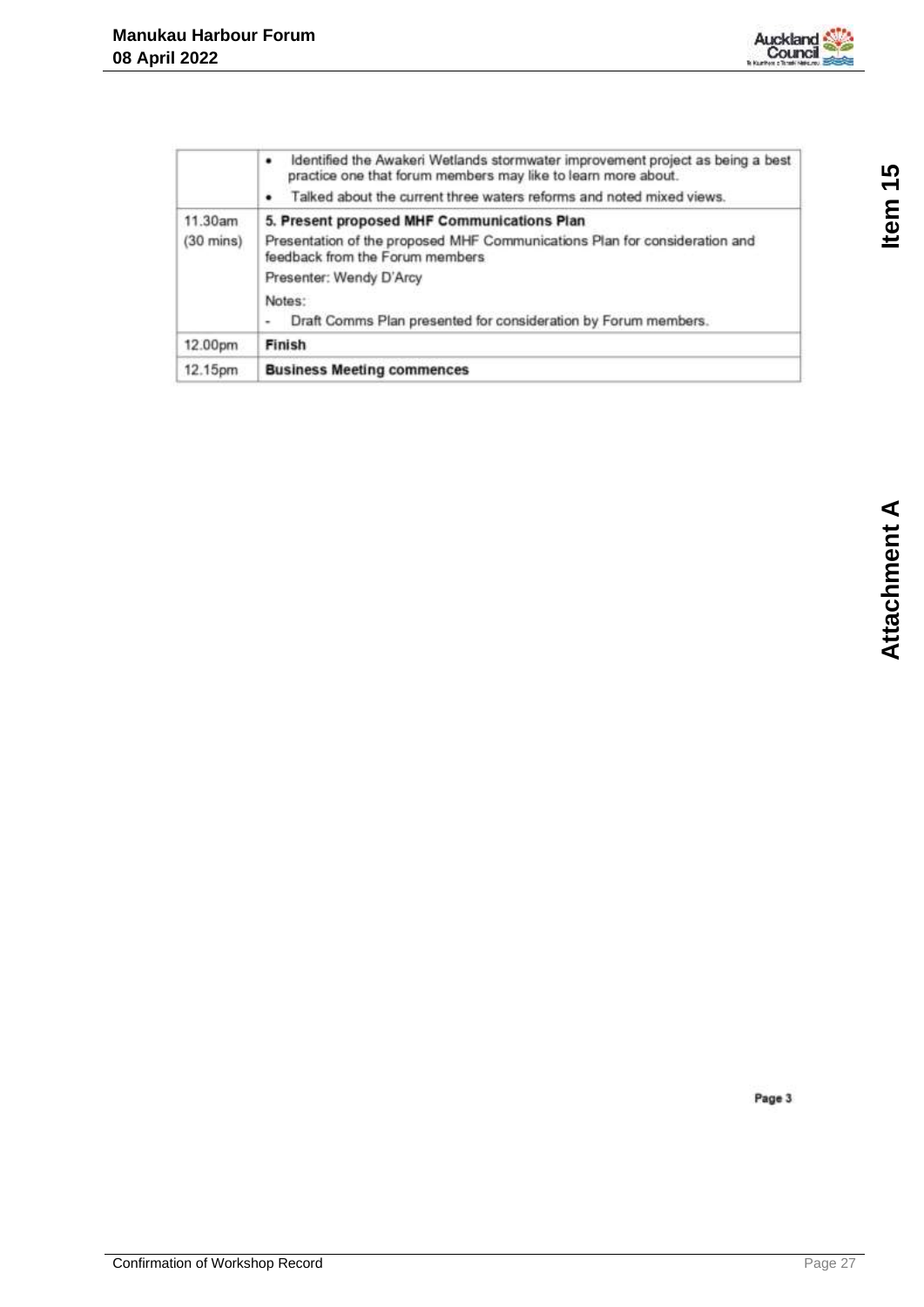| | |
|---|---|
| | • Identified the Awakeri Wetlands stormwater improvement project as being a best practice one that forum members may like to learn more about. • Talked about the current three waters reforms and noted mixed views. |
| 11.30am (30 mins) | **5. Present proposed MHF Communications Plan** Presentation of the proposed MHF Communications Plan for consideration and feedback from the Forum members Presenter: Wendy D'Arcy Notes: - Draft Comms Plan presented for consideration by Forum members. |
| 12.00pm | **Finish** |
| 12.15pm | **Business Meeting commences** |